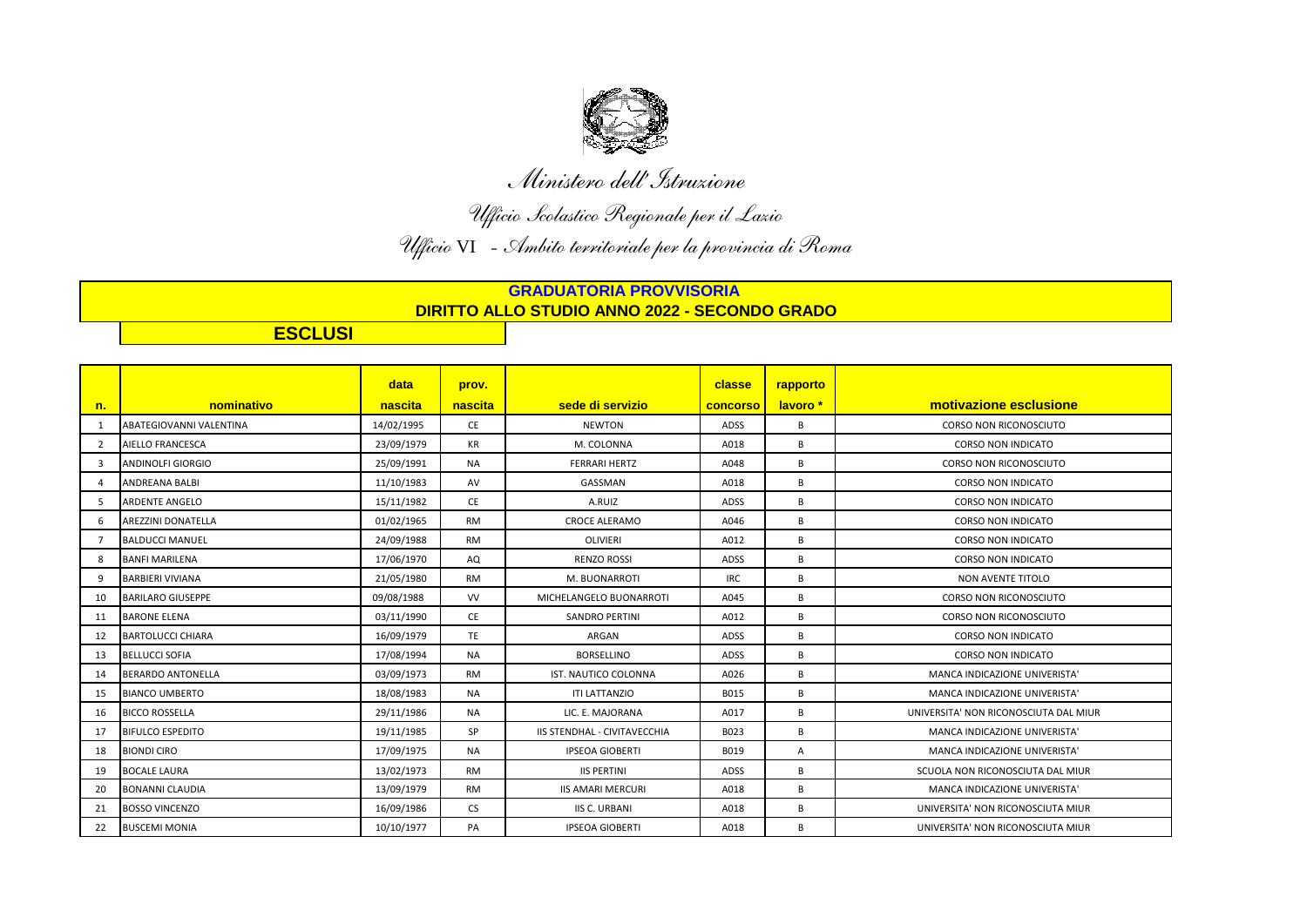*Ministero dell'Istruzione*

*Ufficio Scolastico Regionale per il Lazio*

*Ufficio VI - Ambito territoriale per la provincia di Roma*

## GRADUATORIA PROVVISORIA

## DIRITTO ALLO STUDIO ANNO 2022 - SECONDO GRADO

### ESCLUSI

| n. | nominativo | data nascita | prov. nascita | sede di servizio | classe concorso | rapporto lavoro * | motivazione esclusione |
|---|---|---|---|---|---|---|---|
| 1 | ABATEGIOVANNI VALENTINA | 14/02/1995 | CE | NEWTON | ADSS | B | CORSO NON RICONOSCIUTO |
| 2 | AIELLO FRANCESCA | 23/09/1979 | KR | M. COLONNA | A018 | B | CORSO NON INDICATO |
| 3 | ANDINOLFI GIORGIO | 25/09/1991 | NA | FERRARI HERTZ | A048 | B | CORSO NON RICONOSCIUTO |
| 4 | ANDREANA BALBI | 11/10/1983 | AV | GASSMAN | A018 | B | CORSO NON INDICATO |
| 5 | ARDENTE ANGELO | 15/11/1982 | CE | A.RUIZ | ADSS | B | CORSO NON INDICATO |
| 6 | AREZZINI DONATELLA | 01/02/1965 | RM | CROCE ALERAMO | A046 | B | CORSO NON INDICATO |
| 7 | BALDUCCI MANUEL | 24/09/1988 | RM | OLIVIERI | A012 | B | CORSO NON INDICATO |
| 8 | BANFI MARILENA | 17/06/1970 | AQ | RENZO ROSSI | ADSS | B | CORSO NON INDICATO |
| 9 | BARBIERI VIVIANA | 21/05/1980 | RM | M. BUONARROTI | IRC | B | NON AVENTE TITOLO |
| 10 | BARILARO GIUSEPPE | 09/08/1988 | VV | MICHELANGELO BUONARROTI | A045 | B | CORSO NON RICONOSCIUTO |
| 11 | BARONE ELENA | 03/11/1990 | CE | SANDRO PERTINI | A012 | B | CORSO NON RICONOSCIUTO |
| 12 | BARTOLUCCI CHIARA | 16/09/1979 | TE | ARGAN | ADSS | B | CORSO NON INDICATO |
| 13 | BELLUCCI SOFIA | 17/08/1994 | NA | BORSELLINO | ADSS | B | CORSO NON INDICATO |
| 14 | BERARDO ANTONELLA | 03/09/1973 | RM | IST. NAUTICO COLONNA | A026 | B | MANCA INDICAZIONE UNIVERISTA' |
| 15 | BIANCO UMBERTO | 18/08/1983 | NA | ITI LATTANZIO | B015 | B | MANCA INDICAZIONE UNIVERISTA' |
| 16 | BICCO ROSSELLA | 29/11/1986 | NA | LIC. E. MAJORANA | A017 | B | UNIVERSITA' NON RICONOSCIUTA DAL MIUR |
| 17 | BIFULCO ESPEDITO | 19/11/1985 | SP | IIS STENDHAL - CIVITAVECCHIA | B023 | B | MANCA INDICAZIONE UNIVERISTA' |
| 18 | BIONDI CIRO | 17/09/1975 | NA | IPSEOA GIOBERTI | B019 | A | MANCA INDICAZIONE UNIVERISTA' |
| 19 | BOCALE LAURA | 13/02/1973 | RM | IIS PERTINI | ADSS | B | SCUOLA NON RICONOSCIUTA DAL MIUR |
| 20 | BONANNI CLAUDIA | 13/09/1979 | RM | IIS AMARI MERCURI | A018 | B | MANCA INDICAZIONE UNIVERISTA' |
| 21 | BOSSO VINCENZO | 16/09/1986 | CS | IIS C. URBANI | A018 | B | UNIVERSITA' NON RICONOSCIUTA MIUR |
| 22 | BUSCEMI MONIA | 10/10/1977 | PA | IPSEOA GIOBERTI | A018 | B | UNIVERSITA' NON RICONOSCIUTA MIUR |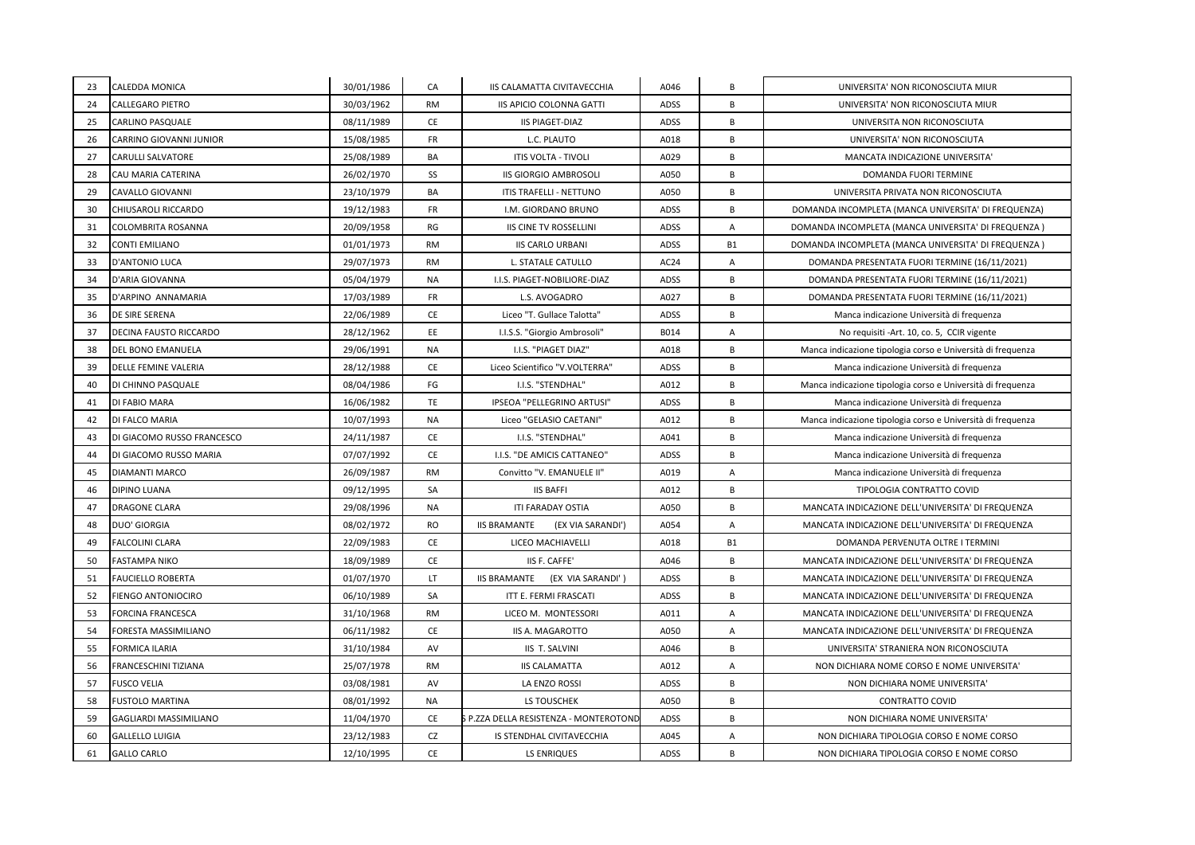| 23 | CALEDDA MONICA | 30/01/1986 | CA | IIS CALAMATTA CIVITAVECCHIA | A046 | B | UNIVERSITA' NON RICONOSCIUTA MIUR |
|---|---|---|---|---|---|---|---|
| 24 | CALLEGARO PIETRO | 30/03/1962 | RM | IIS APICIO COLONNA GATTI | ADSS | B | UNIVERSITA' NON RICONOSCIUTA MIUR |
| 25 | CARLINO PASQUALE | 08/11/1989 | CE | IIS PIAGET-DIAZ | ADSS | B | UNIVERSITA NON RICONOSCIUTA |
| 26 | CARRINO GIOVANNI JUNIOR | 15/08/1985 | FR | L.C. PLAUTO | A018 | B | UNIVERSITA' NON RICONOSCIUTA |
| 27 | CARULLI SALVATORE | 25/08/1989 | BA | ITIS VOLTA - TIVOLI | A029 | B | MANCATA INDICAZIONE UNIVERSITA' |
| 28 | CAU MARIA CATERINA | 26/02/1970 | SS | IIS GIORGIO AMBROSOLI | A050 | B | DOMANDA FUORI TERMINE |
| 29 | CAVALLO GIOVANNI | 23/10/1979 | BA | ITIS TRAFELLI - NETTUNO | A050 | B | UNIVERSITA PRIVATA NON RICONOSCIUTA |
| 30 | CHIUSAROLI RICCARDO | 19/12/1983 | FR | I.M. GIORDANO BRUNO | ADSS | B | DOMANDA INCOMPLETA (MANCA UNIVERSITA' DI FREQUENZA) |
| 31 | COLOMBRITA ROSANNA | 20/09/1958 | RG | IIS CINE TV ROSSELLINI | ADSS | A | DOMANDA INCOMPLETA (MANCA UNIVERSITA' DI FREQUENZA ) |
| 32 | CONTI EMILIANO | 01/01/1973 | RM | IIS CARLO URBANI | ADSS | B1 | DOMANDA INCOMPLETA (MANCA UNIVERSITA' DI FREQUENZA ) |
| 33 | D'ANTONIO LUCA | 29/07/1973 | RM | L. STATALE CATULLO | AC24 | A | DOMANDA PRESENTATA FUORI TERMINE (16/11/2021) |
| 34 | D'ARIA GIOVANNA | 05/04/1979 | NA | I.I.S. PIAGET-NOBILIORE-DIAZ | ADSS | B | DOMANDA PRESENTATA FUORI TERMINE (16/11/2021) |
| 35 | D'ARPINO ANNAMARIA | 17/03/1989 | FR | L.S. AVOGADRO | A027 | B | DOMANDA PRESENTATA FUORI TERMINE (16/11/2021) |
| 36 | DE SIRE SERENA | 22/06/1989 | CE | Liceo "T. Gullace Talotta" | ADSS | B | Manca indicazione Università di frequenza |
| 37 | DECINA FAUSTO RICCARDO | 28/12/1962 | EE | I.I.S.S. "Giorgio Ambrosoli" | B014 | A | No requisiti -Art. 10, co. 5, CCIR vigente |
| 38 | DEL BONO EMANUELA | 29/06/1991 | NA | I.I.S. "PIAGET DIAZ" | A018 | B | Manca indicazione tipologia corso e Università di frequenza |
| 39 | DELLE FEMINE VALERIA | 28/12/1988 | CE | Liceo Scientifico "V.VOLTERRA" | ADSS | B | Manca indicazione Università di frequenza |
| 40 | DI CHINNO PASQUALE | 08/04/1986 | FG | I.I.S. "STENDHAL" | A012 | B | Manca indicazione tipologia corso e Università di frequenza |
| 41 | DI FABIO MARA | 16/06/1982 | TE | IPSEOA "PELLEGRINO ARTUSI" | ADSS | B | Manca indicazione Università di frequenza |
| 42 | DI FALCO MARIA | 10/07/1993 | NA | Liceo "GELASIO CAETANI" | A012 | B | Manca indicazione tipologia corso e Università di frequenza |
| 43 | DI GIACOMO RUSSO FRANCESCO | 24/11/1987 | CE | I.I.S. "STENDHAL" | A041 | B | Manca indicazione Università di frequenza |
| 44 | DI GIACOMO RUSSO MARIA | 07/07/1992 | CE | I.I.S. "DE AMICIS CATTANEO" | ADSS | B | Manca indicazione Università di frequenza |
| 45 | DIAMANTI MARCO | 26/09/1987 | RM | Convitto "V. EMANUELE II" | A019 | A | Manca indicazione Università di frequenza |
| 46 | DIPINO LUANA | 09/12/1995 | SA | IIS BAFFI | A012 | B | TIPOLOGIA CONTRATTO COVID |
| 47 | DRAGONE CLARA | 29/08/1996 | NA | ITI FARADAY OSTIA | A050 | B | MANCATA INDICAZIONE DELL'UNIVERSITA' DI FREQUENZA |
| 48 | DUO' GIORGIA | 08/02/1972 | RO | IIS BRAMANTE (EX VIA SARANDI') | A054 | A | MANCATA INDICAZIONE DELL'UNIVERSITA' DI FREQUENZA |
| 49 | FALCOLINI CLARA | 22/09/1983 | CE | LICEO MACHIAVELLI | A018 | B1 | DOMANDA PERVENUTA OLTRE I TERMINI |
| 50 | FASTAMPA NIKO | 18/09/1989 | CE | IIS F. CAFFE' | A046 | B | MANCATA INDICAZIONE DELL'UNIVERSITA' DI FREQUENZA |
| 51 | FAUCIELLO ROBERTA | 01/07/1970 | LT | IIS BRAMANTE (EX VIA SARANDI' ) | ADSS | B | MANCATA INDICAZIONE DELL'UNIVERSITA' DI FREQUENZA |
| 52 | FIENGO ANTONIOCIRO | 06/10/1989 | SA | ITT E. FERMI FRASCATI | ADSS | B | MANCATA INDICAZIONE DELL'UNIVERSITA' DI FREQUENZA |
| 53 | FORCINA FRANCESCA | 31/10/1968 | RM | LICEO M. MONTESSORI | A011 | A | MANCATA INDICAZIONE DELL'UNIVERSITA' DI FREQUENZA |
| 54 | FORESTA MASSIMILIANO | 06/11/1982 | CE | IIS A. MAGAROTTO | A050 | A | MANCATA INDICAZIONE DELL'UNIVERSITA' DI FREQUENZA |
| 55 | FORMICA ILARIA | 31/10/1984 | AV | IIS T. SALVINI | A046 | B | UNIVERSITA' STRANIERA NON RICONOSCIUTA |
| 56 | FRANCESCHINI TIZIANA | 25/07/1978 | RM | IIS CALAMATTA | A012 | A | NON DICHIARA NOME CORSO E NOME UNIVERSITA' |
| 57 | FUSCO VELIA | 03/08/1981 | AV | LA ENZO ROSSI | ADSS | B | NON DICHIARA NOME UNIVERSITA' |
| 58 | FUSTOLO MARTINA | 08/01/1992 | NA | LS TOUSCHEK | A050 | B | CONTRATTO COVID |
| 59 | GAGLIARDI MASSIMILIANO | 11/04/1970 | CE | S P.ZZA DELLA RESISTENZA - MONTEROTOND | ADSS | B | NON DICHIARA NOME UNIVERSITA' |
| 60 | GALLELLO LUIGIA | 23/12/1983 | CZ | IS STENDHAL CIVITAVECCHIA | A045 | A | NON DICHIARA TIPOLOGIA CORSO E NOME CORSO |
| 61 | GALLO CARLO | 12/10/1995 | CE | LS ENRIQUES | ADSS | B | NON DICHIARA TIPOLOGIA CORSO E NOME CORSO |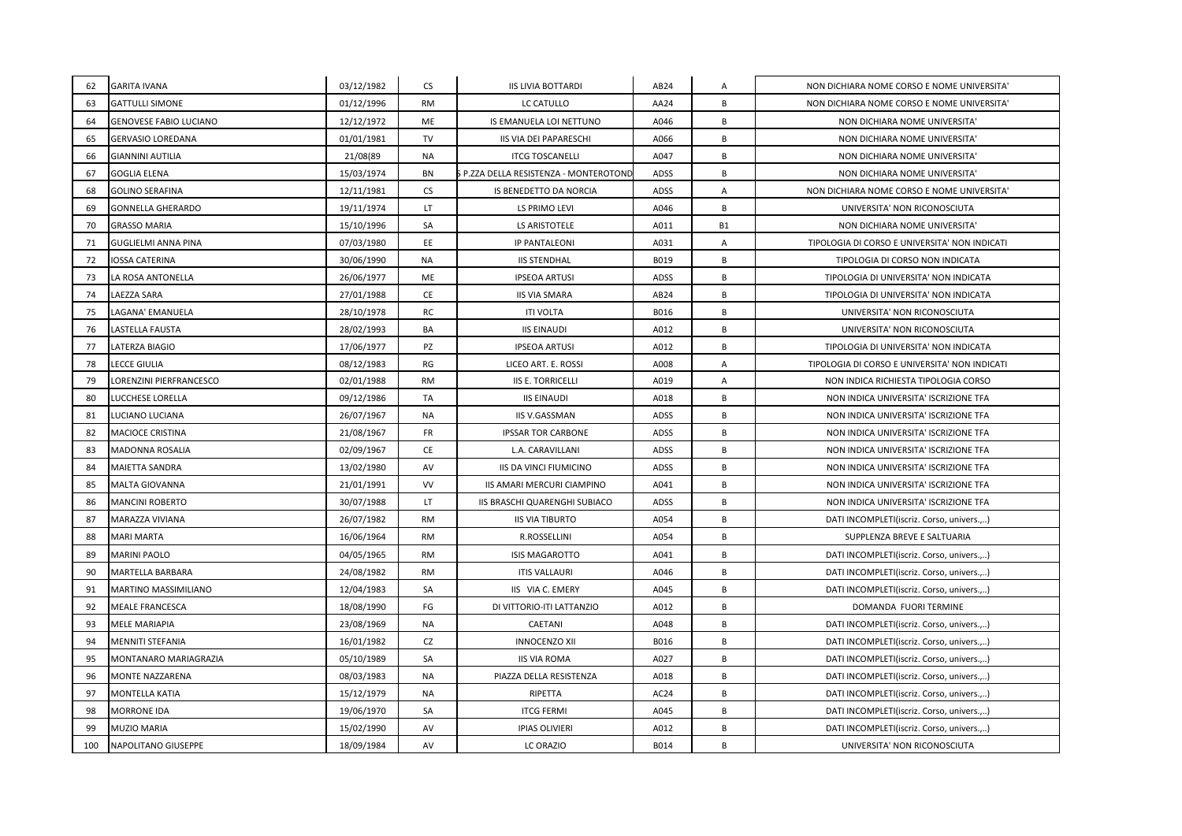| 62 | GARITA IVANA | 03/12/1982 | CS | IIS LIVIA BOTTARDI | AB24 | A | NON DICHIARA NOME CORSO E NOME UNIVERSITA' |
|---|---|---|---|---|---|---|---|
| 63 | GATTULLI SIMONE | 01/12/1996 | RM | LC CATULLO | AA24 | B | NON DICHIARA NOME CORSO E NOME UNIVERSITA' |
| 64 | GENOVESE FABIO LUCIANO | 12/12/1972 | ME | IS EMANUELA LOI NETTUNO | A046 | B | NON DICHIARA NOME UNIVERSITA' |
| 65 | GERVASIO LOREDANA | 01/01/1981 | TV | IIS VIA DEI PAPARESCHI | A066 | B | NON DICHIARA NOME UNIVERSITA' |
| 66 | GIANNINI AUTILIA | 21/08(89 | NA | ITCG TOSCANELLI | A047 | B | NON DICHIARA NOME UNIVERSITA' |
| 67 | GOGLIA ELENA | 15/03/1974 | BN | S P.ZZA DELLA RESISTENZA - MONTEROTOND | ADSS | B | NON DICHIARA NOME UNIVERSITA' |
| 68 | GOLINO SERAFINA | 12/11/1981 | CS | IS BENEDETTO DA NORCIA | ADSS | A | NON DICHIARA NOME CORSO E NOME UNIVERSITA' |
| 69 | GONNELLA GHERARDO | 19/11/1974 | LT | LS PRIMO LEVI | A046 | B | UNIVERSITA' NON RICONOSCIUTA |
| 70 | GRASSO MARIA | 15/10/1996 | SA | LS ARISTOTELE | A011 | B1 | NON DICHIARA NOME UNIVERSITA' |
| 71 | GUGLIELMI ANNA PINA | 07/03/1980 | EE | IP PANTALEONI | A031 | A | TIPOLOGIA DI CORSO E UNIVERSITA' NON INDICATI |
| 72 | IOSSA CATERINA | 30/06/1990 | NA | IIS STENDHAL | B019 | B | TIPOLOGIA DI CORSO NON INDICATA |
| 73 | LA ROSA ANTONELLA | 26/06/1977 | ME | IPSEOA ARTUSI | ADSS | B | TIPOLOGIA DI UNIVERSITA' NON INDICATA |
| 74 | LAEZZA SARA | 27/01/1988 | CE | IIS VIA SMARA | AB24 | B | TIPOLOGIA DI UNIVERSITA' NON INDICATA |
| 75 | LAGANA' EMANUELA | 28/10/1978 | RC | ITI VOLTA | B016 | B | UNIVERSITA' NON RICONOSCIUTA |
| 76 | LASTELLA FAUSTA | 28/02/1993 | BA | IIS EINAUDI | A012 | B | UNIVERSITA' NON RICONOSCIUTA |
| 77 | LATERZA BIAGIO | 17/06/1977 | PZ | IPSEOA ARTUSI | A012 | B | TIPOLOGIA DI UNIVERSITA' NON INDICATA |
| 78 | LECCE GIULIA | 08/12/1983 | RG | LICEO ART. E. ROSSI | A008 | A | TIPOLOGIA DI CORSO E UNIVERSITA' NON INDICATI |
| 79 | LORENZINI PIERFRANCESCO | 02/01/1988 | RM | IIS E. TORRICELLI | A019 | A | NON INDICA RICHIESTA TIPOLOGIA CORSO |
| 80 | LUCCHESE LORELLA | 09/12/1986 | TA | IIS EINAUDI | A018 | B | NON INDICA UNIVERSITA' ISCRIZIONE TFA |
| 81 | LUCIANO LUCIANA | 26/07/1967 | NA | IIS V.GASSMAN | ADSS | B | NON INDICA UNIVERSITA' ISCRIZIONE TFA |
| 82 | MACIOCE CRISTINA | 21/08/1967 | FR | IPSSAR TOR CARBONE | ADSS | B | NON INDICA UNIVERSITA' ISCRIZIONE TFA |
| 83 | MADONNA ROSALIA | 02/09/1967 | CE | L.A. CARAVILLANI | ADSS | B | NON INDICA UNIVERSITA' ISCRIZIONE TFA |
| 84 | MAIETTA SANDRA | 13/02/1980 | AV | IIS DA VINCI FIUMICINO | ADSS | B | NON INDICA UNIVERSITA' ISCRIZIONE TFA |
| 85 | MALTA GIOVANNA | 21/01/1991 | VV | IIS AMARI MERCURI CIAMPINO | A041 | B | NON INDICA UNIVERSITA' ISCRIZIONE TFA |
| 86 | MANCINI ROBERTO | 30/07/1988 | LT | IIS BRASCHI QUARENGHI SUBIACO | ADSS | B | NON INDICA UNIVERSITA' ISCRIZIONE TFA |
| 87 | MARAZZA VIVIANA | 26/07/1982 | RM | IIS VIA TIBURTO | A054 | B | DATI INCOMPLETI(iscriz. Corso, univers.,..) |
| 88 | MARI MARTA | 16/06/1964 | RM | R.ROSSELLINI | A054 | B | SUPPLENZA BREVE E SALTUARIA |
| 89 | MARINI PAOLO | 04/05/1965 | RM | ISIS MAGAROTTO | A041 | B | DATI INCOMPLETI(iscriz. Corso, univers.,..) |
| 90 | MARTELLA BARBARA | 24/08/1982 | RM | ITIS VALLAURI | A046 | B | DATI INCOMPLETI(iscriz. Corso, univers.,..) |
| 91 | MARTINO MASSIMILIANO | 12/04/1983 | SA | IIS VIA C. EMERY | A045 | B | DATI INCOMPLETI(iscriz. Corso, univers.,..) |
| 92 | MEALE FRANCESCA | 18/08/1990 | FG | DI VITTORIO-ITI LATTANZIO | A012 | B | DOMANDA FUORI TERMINE |
| 93 | MELE MARIAPIA | 23/08/1969 | NA | CAETANI | A048 | B | DATI INCOMPLETI(iscriz. Corso, univers.,..) |
| 94 | MENNITI STEFANIA | 16/01/1982 | CZ | INNOCENZO XII | B016 | B | DATI INCOMPLETI(iscriz. Corso, univers.,..) |
| 95 | MONTANARO MARIAGRAZIA | 05/10/1989 | SA | IIS VIA ROMA | A027 | B | DATI INCOMPLETI(iscriz. Corso, univers.,..) |
| 96 | MONTE NAZZARENA | 08/03/1983 | NA | PIAZZA DELLA RESISTENZA | A018 | B | DATI INCOMPLETI(iscriz. Corso, univers.,..) |
| 97 | MONTELLA KATIA | 15/12/1979 | NA | RIPETTA | AC24 | B | DATI INCOMPLETI(iscriz. Corso, univers.,..) |
| 98 | MORRONE IDA | 19/06/1970 | SA | ITCG FERMI | A045 | B | DATI INCOMPLETI(iscriz. Corso, univers.,..) |
| 99 | MUZIO MARIA | 15/02/1990 | AV | IPIAS OLIVIERI | A012 | B | DATI INCOMPLETI(iscriz. Corso, univers.,..) |
| 100 | NAPOLITANO GIUSEPPE | 18/09/1984 | AV | LC ORAZIO | B014 | B | UNIVERSITA' NON RICONOSCIUTA |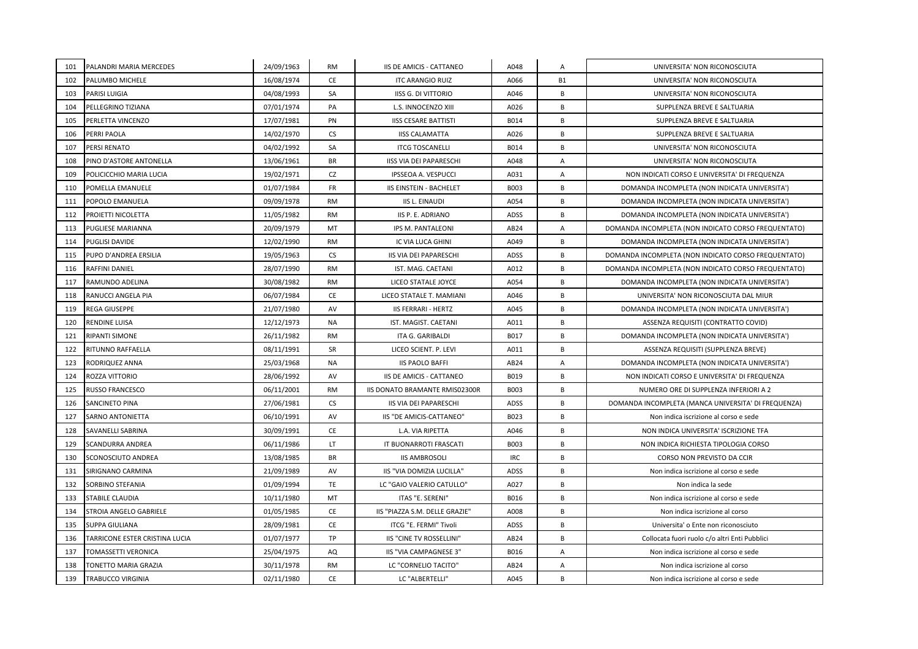| | | | | | | | |
|---|---|---|---|---|---|---|---|
| 101 | PALANDRI MARIA MERCEDES | 24/09/1963 | RM | IIS DE AMICIS - CATTANEO | A048 | A | UNIVERSITA' NON RICONOSCIUTA |
| 102 | PALUMBO MICHELE | 16/08/1974 | CE | ITC ARANGIO RUIZ | A066 | B1 | UNIVERSITA' NON RICONOSCIUTA |
| 103 | PARISI LUIGIA | 04/08/1993 | SA | IISS G. DI VITTORIO | A046 | B | UNIVERSITA' NON RICONOSCIUTA |
| 104 | PELLEGRINO TIZIANA | 07/01/1974 | PA | L.S. INNOCENZO XIII | A026 | B | SUPPLENZA BREVE E SALTUARIA |
| 105 | PERLETTA VINCENZO | 17/07/1981 | PN | IISS CESARE BATTISTI | B014 | B | SUPPLENZA BREVE E SALTUARIA |
| 106 | PERRI PAOLA | 14/02/1970 | CS | IISS CALAMATTA | A026 | B | SUPPLENZA BREVE E SALTUARIA |
| 107 | PERSI RENATO | 04/02/1992 | SA | ITCG TOSCANELLI | B014 | B | UNIVERSITA' NON RICONOSCIUTA |
| 108 | PINO D'ASTORE ANTONELLA | 13/06/1961 | BR | IISS VIA DEI PAPARESCHI | A048 | A | UNIVERSITA' NON RICONOSCIUTA |
| 109 | POLICICCHIO MARIA LUCIA | 19/02/1971 | CZ | IPSSEOA A. VESPUCCI | A031 | A | NON INDICATI CORSO E UNIVERSITA' DI FREQUENZA |
| 110 | POMELLA EMANUELE | 01/07/1984 | FR | IIS EINSTEIN - BACHELET | B003 | B | DOMANDA INCOMPLETA (NON INDICATA UNIVERSITA') |
| 111 | POPOLO EMANUELA | 09/09/1978 | RM | IIS L. EINAUDI | A054 | B | DOMANDA INCOMPLETA (NON INDICATA UNIVERSITA') |
| 112 | PROIETTI NICOLETTA | 11/05/1982 | RM | IIS P. E. ADRIANO | ADSS | B | DOMANDA INCOMPLETA (NON INDICATA UNIVERSITA') |
| 113 | PUGLIESE MARIANNA | 20/09/1979 | MT | IPS M. PANTALEONI | AB24 | A | DOMANDA INCOMPLETA (NON INDICATO CORSO FREQUENTATO) |
| 114 | PUGLISI DAVIDE | 12/02/1990 | RM | IC VIA LUCA GHINI | A049 | B | DOMANDA INCOMPLETA (NON INDICATA UNIVERSITA') |
| 115 | PUPO D'ANDREA ERSILIA | 19/05/1963 | CS | IIS VIA DEI PAPARESCHI | ADSS | B | DOMANDA INCOMPLETA (NON INDICATO CORSO FREQUENTATO) |
| 116 | RAFFINI DANIEL | 28/07/1990 | RM | IST. MAG. CAETANI | A012 | B | DOMANDA INCOMPLETA (NON INDICATO CORSO FREQUENTATO) |
| 117 | RAMUNDO ADELINA | 30/08/1982 | RM | LICEO STATALE JOYCE | A054 | B | DOMANDA INCOMPLETA (NON INDICATA UNIVERSITA') |
| 118 | RANUCCI ANGELA PIA | 06/07/1984 | CE | LICEO STATALE T. MAMIANI | A046 | B | UNIVERSITA' NON RICONOSCIUTA DAL MIUR |
| 119 | REGA GIUSEPPE | 21/07/1980 | AV | IIS FERRARI - HERTZ | A045 | B | DOMANDA INCOMPLETA (NON INDICATA UNIVERSITA') |
| 120 | RENDINE LUISA | 12/12/1973 | NA | IST. MAGIST. CAETANI | A011 | B | ASSENZA REQUISITI (CONTRATTO COVID) |
| 121 | RIPANTI SIMONE | 26/11/1982 | RM | ITA G. GARIBALDI | B017 | B | DOMANDA INCOMPLETA (NON INDICATA UNIVERSITA') |
| 122 | RITUNNO RAFFAELLA | 08/11/1991 | SR | LICEO SCIENT. P. LEVI | A011 | B | ASSENZA REQUISITI (SUPPLENZA BREVE) |
| 123 | RODRIQUEZ ANNA | 25/03/1968 | NA | IIS PAOLO BAFFI | AB24 | A | DOMANDA INCOMPLETA (NON INDICATA UNIVERSITA') |
| 124 | ROZZA VITTORIO | 28/06/1992 | AV | IIS DE AMICIS - CATTANEO | B019 | B | NON INDICATI CORSO E UNIVERSITA' DI FREQUENZA |
| 125 | RUSSO FRANCESCO | 06/11/2001 | RM | IIS DONATO BRAMANTE RMIS02300R | B003 | B | NUMERO ORE DI SUPPLENZA INFERIORI A 2 |
| 126 | SANCINETO PINA | 27/06/1981 | CS | IIS VIA DEI PAPARESCHI | ADSS | B | DOMANDA INCOMPLETA (MANCA UNIVERSITA' DI FREQUENZA) |
| 127 | SARNO ANTONIETTA | 06/10/1991 | AV | IIS "DE AMICIS-CATTANEO" | B023 | B | Non indica iscrizione al corso e sede |
| 128 | SAVANELLI SABRINA | 30/09/1991 | CE | L.A. VIA RIPETTA | A046 | B | NON INDICA UNIVERSITA' ISCRIZIONE TFA |
| 129 | SCANDURRA ANDREA | 06/11/1986 | LT | IT BUONARROTI FRASCATI | B003 | B | NON INDICA RICHIESTA TIPOLOGIA CORSO |
| 130 | SCONOSCIUTO ANDREA | 13/08/1985 | BR | IIS AMBROSOLI | IRC | B | CORSO NON PREVISTO DA CCIR |
| 131 | SIRIGNANO CARMINA | 21/09/1989 | AV | IIS "VIA DOMIZIA LUCILLA" | ADSS | B | Non indica iscrizione al corso e sede |
| 132 | SORBINO STEFANIA | 01/09/1994 | TE | LC "GAIO VALERIO CATULLO" | A027 | B | Non indica la sede |
| 133 | STABILE CLAUDIA | 10/11/1980 | MT | ITAS "E. SERENI" | B016 | B | Non indica iscrizione al corso e sede |
| 134 | STROIA ANGELO GABRIELE | 01/05/1985 | CE | IIS "PIAZZA S.M. DELLE GRAZIE" | A008 | B | Non indica iscrizione al corso |
| 135 | SUPPA GIULIANA | 28/09/1981 | CE | ITCG "E. FERMI" Tivoli | ADSS | B | Universita' o Ente non riconosciuto |
| 136 | TARRICONE ESTER CRISTINA LUCIA | 01/07/1977 | TP | IIS "CINE TV ROSSELLINI" | AB24 | B | Collocata fuori ruolo c/o altri Enti Pubblici |
| 137 | TOMASSETTI VERONICA | 25/04/1975 | AQ | IIS "VIA CAMPAGNESE 3" | B016 | A | Non indica iscrizione al corso e sede |
| 138 | TONETTO MARIA GRAZIA | 30/11/1978 | RM | LC "CORNELIO TACITO" | AB24 | A | Non indica iscrizione al corso |
| 139 | TRABUCCO VIRGINIA | 02/11/1980 | CE | LC "ALBERTELLI" | A045 | B | Non indica iscrizione al corso e sede |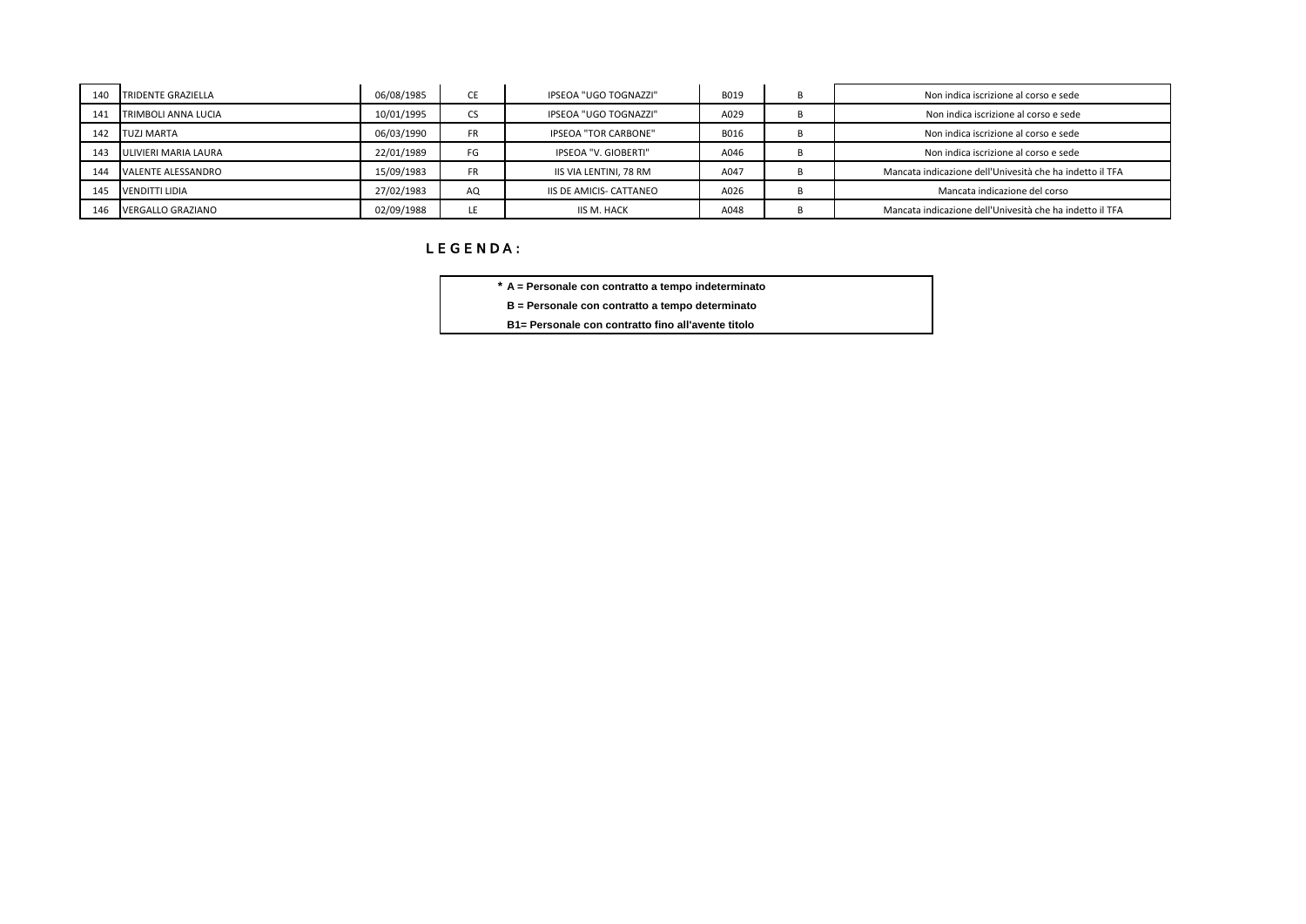| | | | | | | | |
|---|---|---|---|---|---|---|---|
| 140 | TRIDENTE GRAZIELLA | 06/08/1985 | CE | IPSEOA "UGO TOGNAZZI" | B019 | B | Non indica iscrizione al corso e sede |
| 141 | TRIMBOLI ANNA LUCIA | 10/01/1995 | CS | IPSEOA "UGO TOGNAZZI" | A029 | B | Non indica iscrizione al corso e sede |
| 142 | TUZJ MARTA | 06/03/1990 | FR | IPSEOA "TOR CARBONE" | B016 | B | Non indica iscrizione al corso e sede |
| 143 | ULIVIERI MARIA LAURA | 22/01/1989 | FG | IPSEOA "V. GIOBERTI" | A046 | B | Non indica iscrizione al corso e sede |
| 144 | VALENTE ALESSANDRO | 15/09/1983 | FR | IIS VIA LENTINI, 78 RM | A047 | B | Mancata indicazione dell'Univesità che ha indetto il TFA |
| 145 | VENDITTI LIDIA | 27/02/1983 | AQ | IIS DE AMICIS- CATTANEO | A026 | B | Mancata indicazione del corso |
| 146 | VERGALLO GRAZIANO | 02/09/1988 | LE | IIS M. HACK | A048 | B | Mancata indicazione dell'Univesità che ha indetto il TFA |

**L E G E N D A :**

**\* A = Personale con contratto a tempo indeterminato**

**B = Personale con contratto a tempo determinato**

**B1= Personale con contratto fino all'avente titolo**